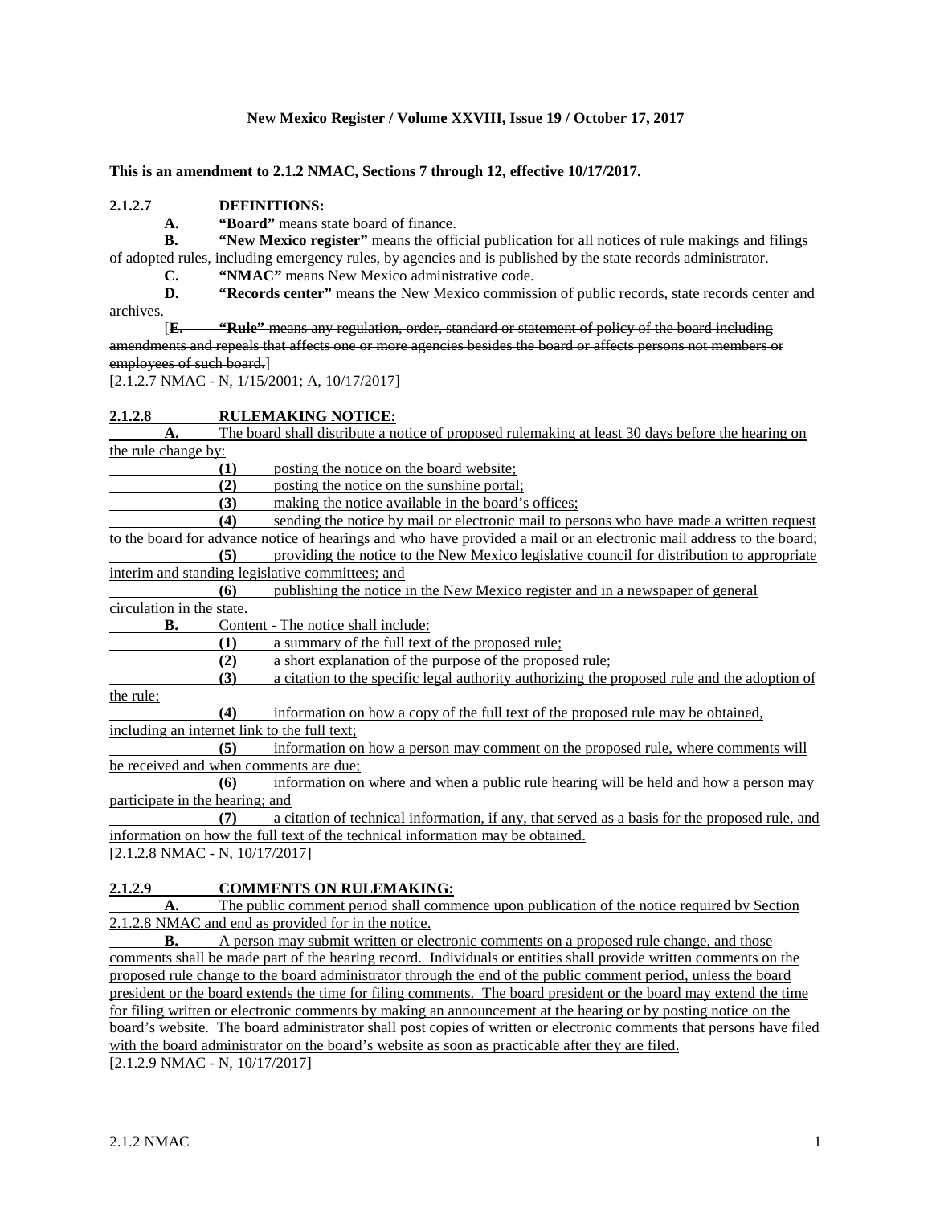**New Mexico Register / Volume XXVIII, Issue 19 / October 17, 2017**

**This is an amendment to 2.1.2 NMAC, Sections 7 through 12, effective 10/17/2017.**

**2.1.2.7 DEFINITIONS:**

**A.** **"Board"** means state board of finance.

**B.** **"New Mexico register"** means the official publication for all notices of rule makings and filings of adopted rules, including emergency rules, by agencies and is published by the state records administrator.

**C.** **"NMAC"** means New Mexico administrative code.

**D.** **"Records center"** means the New Mexico commission of public records, state records center and archives.

[~~**E.** **"Rule"** means any regulation, order, standard or statement of policy of the board including amendments and repeals that affects one or more agencies besides the board or affects persons not members or employees of such board.~~]

[2.1.2.7 NMAC - N, 1/15/2001; A, 10/17/2017]

<u>**2.1.2.8 RULEMAKING NOTICE:**</u>

<u>**A.** The board shall distribute a notice of proposed rulemaking at least 30 days before the hearing on the rule change by:</u>

<u>**(1)** posting the notice on the board website;</u>

<u>**(2)** posting the notice on the sunshine portal;</u>

<u>**(3)** making the notice available in the board's offices;</u>

<u>**(4)** sending the notice by mail or electronic mail to persons who have made a written request to the board for advance notice of hearings and who have provided a mail or an electronic mail address to the board;</u>

<u>**(5)** providing the notice to the New Mexico legislative council for distribution to appropriate interim and standing legislative committees; and</u>

<u>**(6)** publishing the notice in the New Mexico register and in a newspaper of general circulation in the state.</u>

<u>**B.** Content - The notice shall include:</u>

<u>**(1)** a summary of the full text of the proposed rule;</u>

<u>**(2)** a short explanation of the purpose of the proposed rule;</u>

<u>**(3)** a citation to the specific legal authority authorizing the proposed rule and the adoption of the rule;</u>

<u>**(4)** information on how a copy of the full text of the proposed rule may be obtained, including an internet link to the full text;</u>

<u>**(5)** information on how a person may comment on the proposed rule, where comments will be received and when comments are due;</u>

<u>**(6)** information on where and when a public rule hearing will be held and how a person may participate in the hearing; and</u>

<u>**(7)** a citation of technical information, if any, that served as a basis for the proposed rule, and information on how the full text of the technical information may be obtained.</u>

[2.1.2.8 NMAC - N, 10/17/2017]

<u>**2.1.2.9 COMMENTS ON RULEMAKING:**</u>

<u>**A.** The public comment period shall commence upon publication of the notice required by Section 2.1.2.8 NMAC and end as provided for in the notice.</u>

<u>**B.** A person may submit written or electronic comments on a proposed rule change, and those comments shall be made part of the hearing record. Individuals or entities shall provide written comments on the proposed rule change to the board administrator through the end of the public comment period, unless the board president or the board extends the time for filing comments. The board president or the board may extend the time for filing written or electronic comments by making an announcement at the hearing or by posting notice on the board's website. The board administrator shall post copies of written or electronic comments that persons have filed with the board administrator on the board's website as soon as practicable after they are filed.</u>

[2.1.2.9 NMAC - N, 10/17/2017]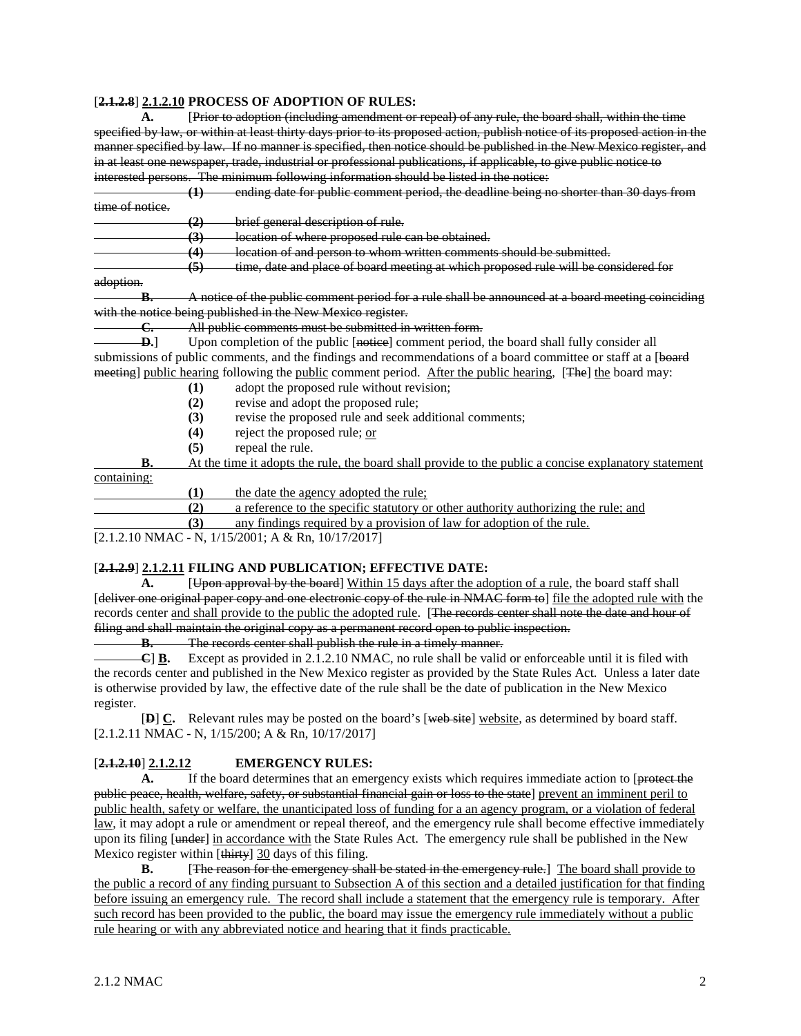[~~2.1.2.8~~] <u>2.1.2.10</u> **PROCESS OF ADOPTION OF RULES:**

**A.** [~~Prior to adoption (including amendment or repeal) of any rule, the board shall, within the time specified by law, or within at least thirty days prior to its proposed action, publish notice of its proposed action in the manner specified by law. If no manner is specified, then notice should be published in the New Mexico register, and in at least one newspaper, trade, industrial or professional publications, if applicable, to give public notice to interested persons. The minimum following information should be listed in the notice:~~

~~**(1)** ending date for public comment period, the deadline being no shorter than 30 days from time of notice.~~

~~**(2)** brief general description of rule.~~

~~**(3)** location of where proposed rule can be obtained.~~

~~**(4)** location of and person to whom written comments should be submitted.~~

~~**(5)** time, date and place of board meeting at which proposed rule will be considered for adoption.~~

~~**B.** A notice of the public comment period for a rule shall be announced at a board meeting coinciding with the notice being published in the New Mexico register.~~

~~**C.** All public comments must be submitted in written form.~~

~~**D.**~~] Upon completion of the public [~~notice~~] comment period, the board shall fully consider all submissions of public comments, and the findings and recommendations of a board committee or staff at a [~~board meeting~~] <u>public hearing</u> following the <u>public</u> comment period. <u>After the public hearing,</u> [~~The~~] <u>the</u> board may:

**(1)** adopt the proposed rule without revision;

**(2)** revise and adopt the proposed rule;

**(3)** revise the proposed rule and seek additional comments;

**(4)** reject the proposed rule; <u>or</u>

**(5)** repeal the rule.

<u>**B.** At the time it adopts the rule, the board shall provide to the public a concise explanatory statement containing:</u>

<u>**(1)** the date the agency adopted the rule;</u>

<u>**(2)** a reference to the specific statutory or other authority authorizing the rule; and</u>

<u>**(3)** any findings required by a provision of law for adoption of the rule.</u>

[2.1.2.10 NMAC - N, 1/15/2001; A & Rn, 10/17/2017]

[~~2.1.2.9~~] <u>2.1.2.11</u> **FILING AND PUBLICATION; EFFECTIVE DATE:**

**A.** [~~Upon approval by the board~~] <u>Within 15 days after the adoption of a rule</u>, the board staff shall [~~deliver one original paper copy and one electronic copy of the rule in NMAC form to~~] <u>file the adopted rule with</u> the records center <u>and shall provide to the public the adopted rule</u>. [~~The records center shall note the date and hour of filing and shall maintain the original copy as a permanent record open to public inspection.~~

~~**B.** The records center shall publish the rule in a timely manner.~~

~~**C**~~] <u>**B.**</u> Except as provided in 2.1.2.10 NMAC, no rule shall be valid or enforceable until it is filed with the records center and published in the New Mexico register as provided by the State Rules Act. Unless a later date is otherwise provided by law, the effective date of the rule shall be the date of publication in the New Mexico register.

[~~**D**~~] <u>**C.**</u> Relevant rules may be posted on the board's [~~web site~~] <u>website</u>, as determined by board staff.

[2.1.2.11 NMAC - N, 1/15/200; A & Rn, 10/17/2017]

[~~2.1.2.10~~] <u>2.1.2.12</u> **EMERGENCY RULES:**

**A.** If the board determines that an emergency exists which requires immediate action to [~~protect the public peace, health, welfare, safety, or substantial financial gain or loss to the state~~] <u>prevent an imminent peril to public health, safety or welfare, the unanticipated loss of funding for a an agency program, or a violation of federal law</u>, it may adopt a rule or amendment or repeal thereof, and the emergency rule shall become effective immediately upon its filing [~~under~~] <u>in accordance with</u> the State Rules Act. The emergency rule shall be published in the New Mexico register within [~~thirty~~] <u>30</u> days of this filing.

**B.** [~~The reason for the emergency shall be stated in the emergency rule.~~] <u>The board shall provide to the public a record of any finding pursuant to Subsection A of this section and a detailed justification for that finding before issuing an emergency rule. The record shall include a statement that the emergency rule is temporary. After such record has been provided to the public, the board may issue the emergency rule immediately without a public rule hearing or with any abbreviated notice and hearing that it finds practicable.</u>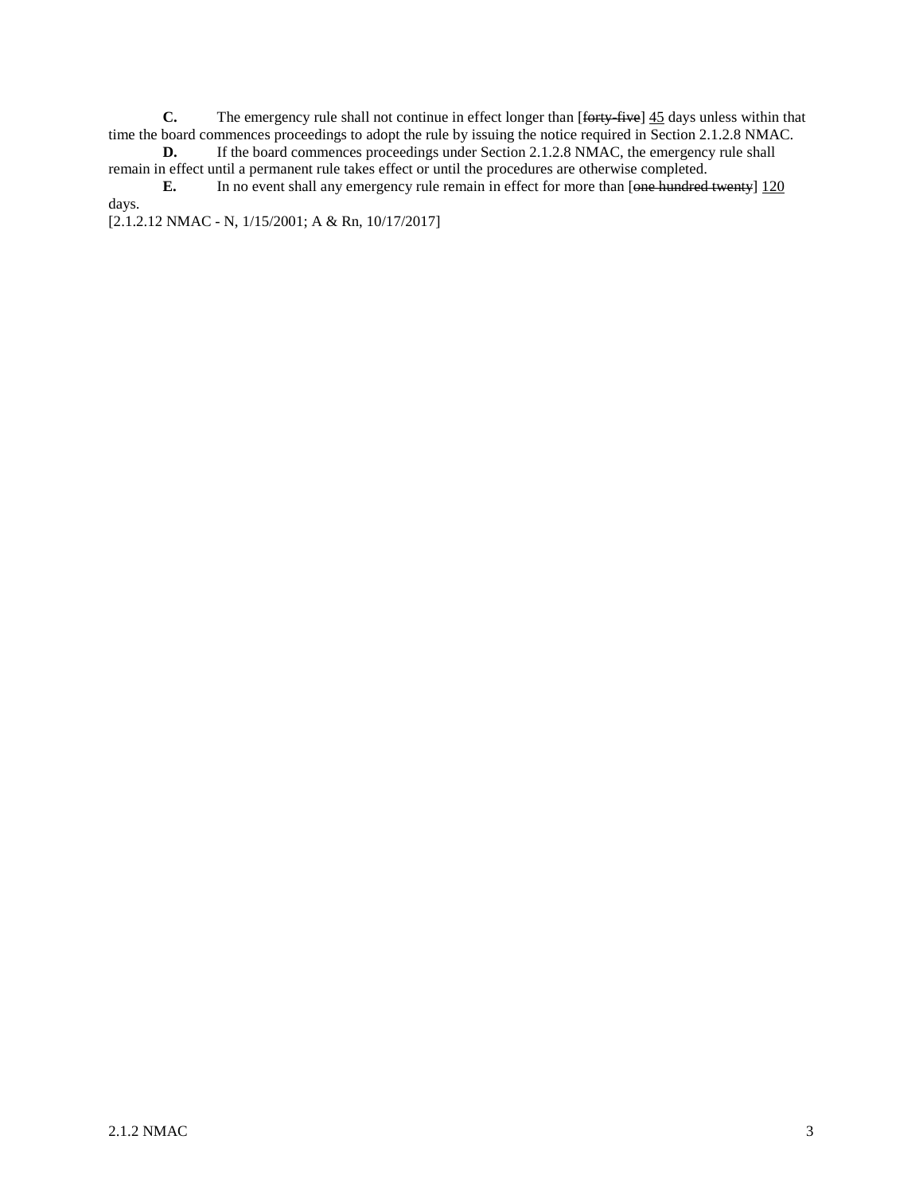**C.** The emergency rule shall not continue in effect longer than [~~forty-five~~] <u>45</u> days unless within that time the board commences proceedings to adopt the rule by issuing the notice required in Section 2.1.2.8 NMAC.

**D.** If the board commences proceedings under Section 2.1.2.8 NMAC, the emergency rule shall remain in effect until a permanent rule takes effect or until the procedures are otherwise completed.

**E.** In no event shall any emergency rule remain in effect for more than [~~one hundred twenty~~] <u>120</u> days.

[2.1.2.12 NMAC - N, 1/15/2001; A & Rn, 10/17/2017]